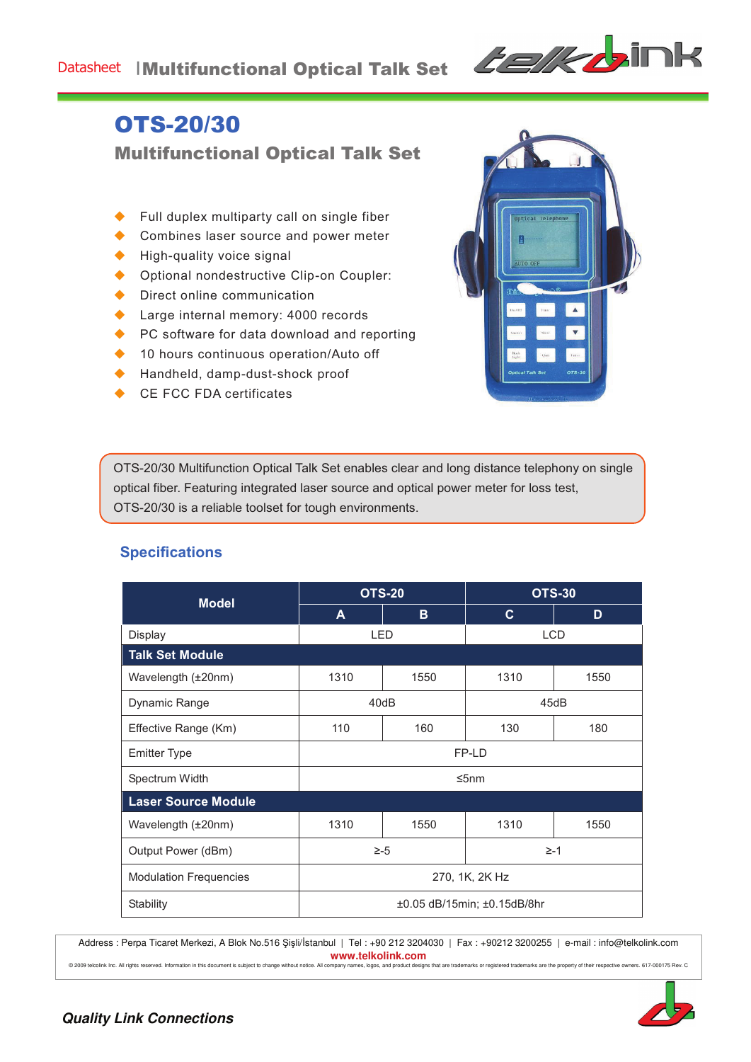# OTS-20/30

## Multifunctional Optical Talk Set

- Full duplex multiparty call on single fiber
- Combines laser source and power meter
- High-quality voice signal
- Optional nondestructive Clip-on Coupler:
- Direct online communication
- Large internal memory: 4000 records
- PC software for data download and reporting
- 10 hours continuous operation/Auto off
- Handheld, damp-dust-shock proof
- CE FCC FDA certificates

OTS-20/30 Multifunction Optical Talk Set enables clear and long distance telephony on single optical fiber. Featuring integrated laser source and optical power meter for loss test, OTS-20/30 is a reliable toolset for tough environments.

### Specifications

| Model | OTS-20 | | OTS-30 | |
|---|---|---|---|---|
| | A | B | C | D |
| Display | LED | | LCD | |
| **Talk Set Module** | | | | |
| Wavelength (±20nm) | 1310 | 1550 | 1310 | 1550 |
| Dynamic Range | 40dB | | 45dB | |
| Effective Range (Km) | 110 | 160 | 130 | 180 |
| Emitter Type | FP-LD | | | |
| Spectrum Width | ≤5nm | | | |
| **Laser Source Module** | | | | |
| Wavelength (±20nm) | 1310 | 1550 | 1310 | 1550 |
| Output Power (dBm) | ≥-5 | | ≥-1 | |
| Modulation Frequencies | 270, 1K, 2K Hz | | | |
| Stability | ±0.05 dB/15min; ±0.15dB/8hr | | | |

Address : Perpa Ticaret Merkezi, A Blok No.516 Şişli/İstanbul | Tel : +90 212 3204030 | Fax : +90212 3200255 | e-mail : info@telkolink.com

www.telkolink.com

© 2009 telcolink Inc. All rights reserved. Information in this document is subject to change without notice. All company names, logos, and product designs that are trademarks or registered trademarks are the property of their respective owners. 617-000175 Rev. C

*Quality Link Connections*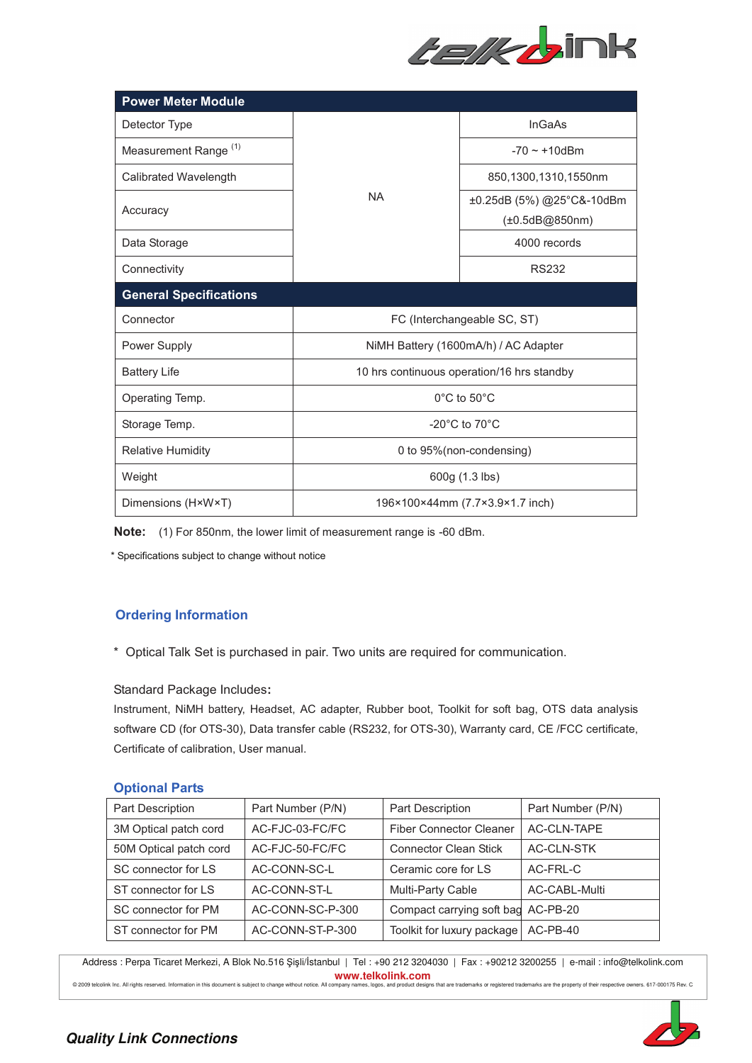| Power Meter Module | | |
|---|---|---|
| Detector Type | NA | InGaAs |
| Measurement Range (1) | | -70 ~ +10dBm |
| Calibrated Wavelength | | 850,1300,1310,1550nm |
| Accuracy | | ±0.25dB (5%) @25°C&-10dBm (±0.5dB@850nm) |
| Data Storage | | 4000 records |
| Connectivity | | RS232 |
| **General Specifications** | | |
| Connector | FC (Interchangeable SC, ST) | |
| Power Supply | NiMH Battery (1600mA/h) / AC Adapter | |
| Battery Life | 10 hrs continuous operation/16 hrs standby | |
| Operating Temp. | 0°C to 50°C | |
| Storage Temp. | -20°C to 70°C | |
| Relative Humidity | 0 to 95%(non-condensing) | |
| Weight | 600g (1.3 lbs) | |
| Dimensions (H×W×T) | 196×100×44mm (7.7×3.9×1.7 inch) | |

**Note:** (1) For 850nm, the lower limit of measurement range is -60 dBm.

* Specifications subject to change without notice

## Ordering Information

* Optical Talk Set is purchased in pair. Two units are required for communication.

Standard Package Includes:
Instrument, NiMH battery, Headset, AC adapter, Rubber boot, Toolkit for soft bag, OTS data analysis software CD (for OTS-30), Data transfer cable (RS232, for OTS-30), Warranty card, CE /FCC certificate, Certificate of calibration, User manual.

## Optional Parts

| Part Description | Part Number (P/N) | Part Description | Part Number (P/N) |
|---|---|---|---|
| 3M Optical patch cord | AC-FJC-03-FC/FC | Fiber Connector Cleaner | AC-CLN-TAPE |
| 50M Optical patch cord | AC-FJC-50-FC/FC | Connector Clean Stick | AC-CLN-STK |
| SC connector for LS | AC-CONN-SC-L | Ceramic core for LS | AC-FRL-C |
| ST connector for LS | AC-CONN-ST-L | Multi-Party Cable | AC-CABL-Multi |
| SC connector for PM | AC-CONN-SC-P-300 | Compact carrying soft bag | AC-PB-20 |
| ST connector for PM | AC-CONN-ST-P-300 | Toolkit for luxury package | AC-PB-40 |

Address : Perpa Ticaret Merkezi, A Blok No.516 Şişli/İstanbul | Tel : +90 212 3204030 | Fax : +90212 3200255 | e-mail : info@telkolink.com
www.telkolink.com
© 2009 telcolink Inc. All rights reserved. Information in this document is subject to change without notice. All company names, logos, and product designs that are trademarks or registered trademarks are the property of their respective owners. 617-000175 Rev. C

*Quality Link Connections*